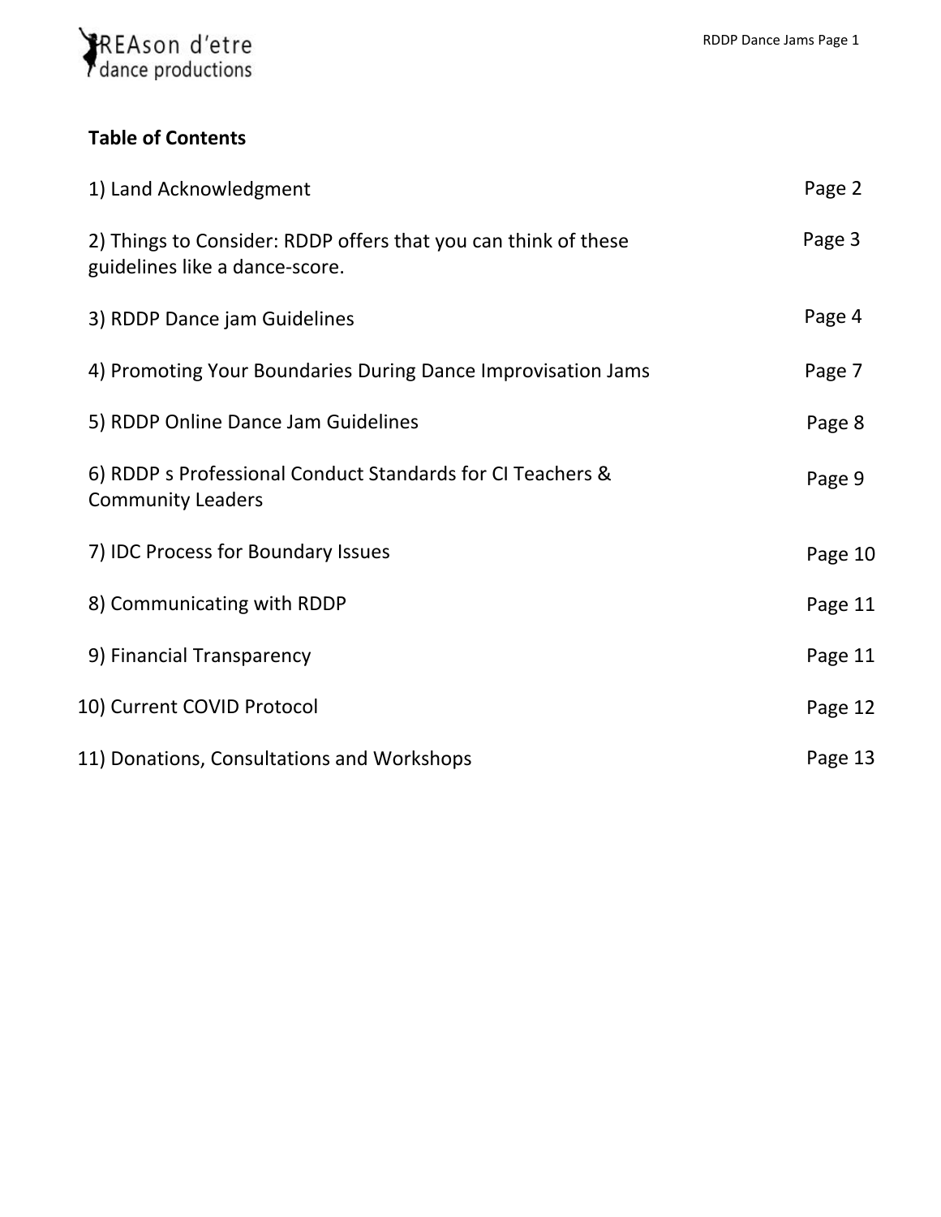REAson d'etre dance productions

## Table of Contents

| | |
|---|---|
| 1) Land Acknowledgment | Page 2 |
| 2) Things to Consider: RDDP offers that you can think of these guidelines like a dance-score. | Page 3 |
| 3) RDDP Dance jam Guidelines | Page 4 |
| 4) Promoting Your Boundaries During Dance Improvisation Jams | Page 7 |
| 5) RDDP Online Dance Jam Guidelines | Page 8 |
| 6) RDDP s Professional Conduct Standards for CI Teachers & Community Leaders | Page 9 |
| 7) IDC Process for Boundary Issues | Page 10 |
| 8) Communicating with RDDP | Page 11 |
| 9) Financial Transparency | Page 11 |
| 10) Current COVID Protocol | Page 12 |
| 11) Donations, Consultations and Workshops | Page 13 |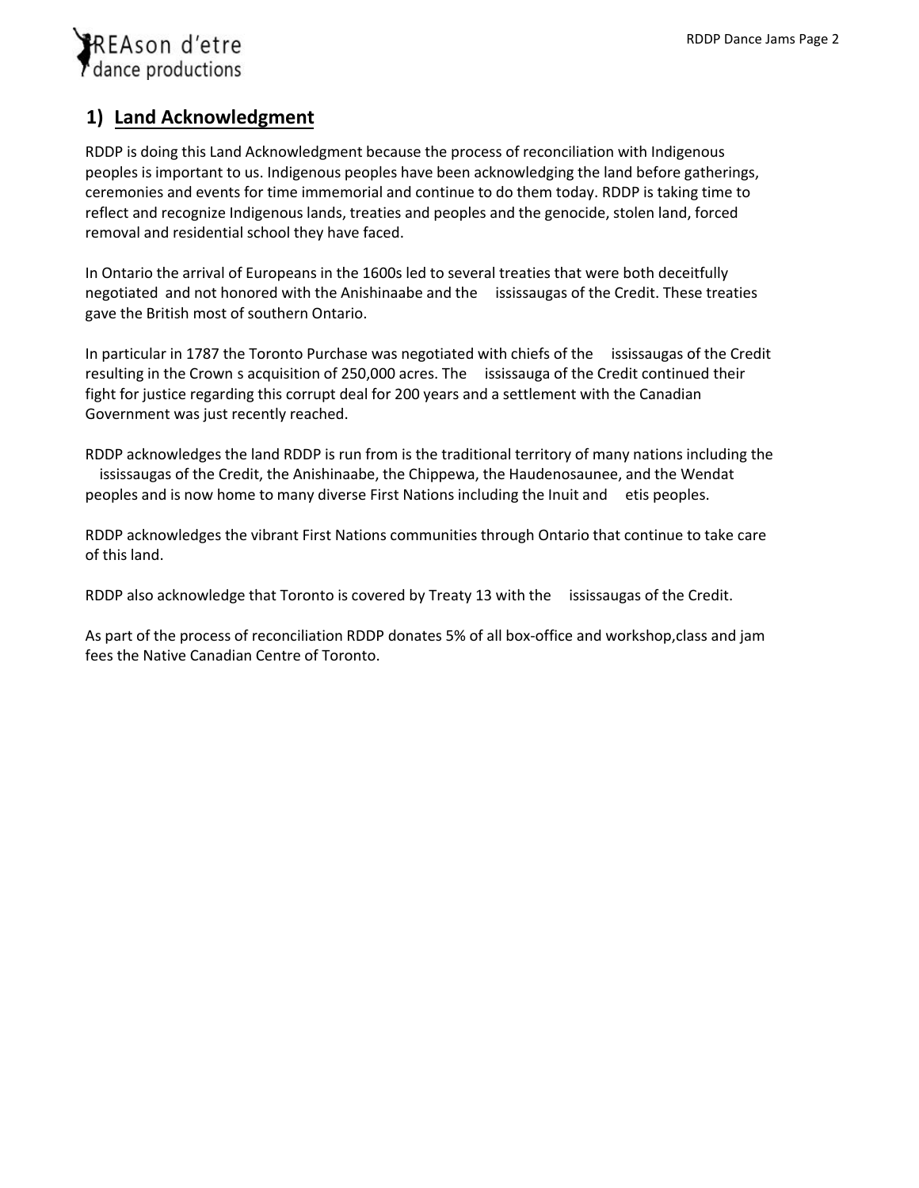## 1) Land Acknowledgment

RDDP is doing this Land Acknowledgment because the process of reconciliation with Indigenous peoples is important to us. Indigenous peoples have been acknowledging the land before gatherings, ceremonies and events for time immemorial and continue to do them today. RDDP is taking time to reflect and recognize Indigenous lands, treaties and peoples and the genocide, stolen land, forced removal and residential school they have faced.

In Ontario the arrival of Europeans in the 1600s led to several treaties that were both deceitfully negotiated and not honored with the Anishinaabe and the ississaugas of the Credit. These treaties gave the British most of southern Ontario.

In particular in 1787 the Toronto Purchase was negotiated with chiefs of the ississaugas of the Credit resulting in the Crown s acquisition of 250,000 acres. The ississauga of the Credit continued their fight for justice regarding this corrupt deal for 200 years and a settlement with the Canadian Government was just recently reached.

RDDP acknowledges the land RDDP is run from is the traditional territory of many nations including the ississaugas of the Credit, the Anishinaabe, the Chippewa, the Haudenosaunee, and the Wendat peoples and is now home to many diverse First Nations including the Inuit and etis peoples.

RDDP acknowledges the vibrant First Nations communities through Ontario that continue to take care of this land.

RDDP also acknowledge that Toronto is covered by Treaty 13 with the ississaugas of the Credit.

As part of the process of reconciliation RDDP donates 5% of all box-office and workshop,class and jam fees the Native Canadian Centre of Toronto.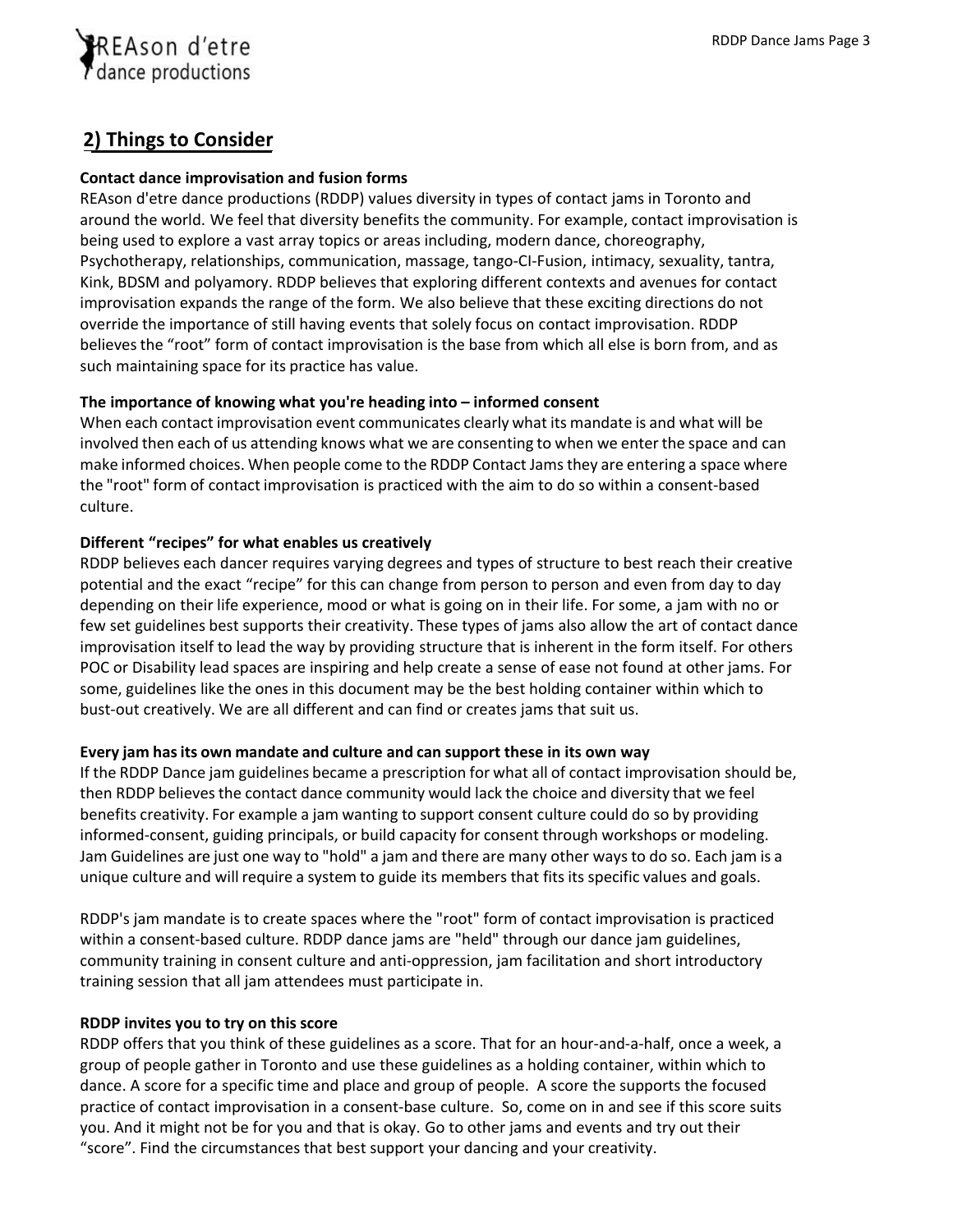## 2) Things to Consider

**Contact dance improvisation and fusion forms**

REAson d'etre dance productions (RDDP) values diversity in types of contact jams in Toronto and around the world. We feel that diversity benefits the community. For example, contact improvisation is being used to explore a vast array topics or areas including, modern dance, choreography, Psychotherapy, relationships, communication, massage, tango-CI-Fusion, intimacy, sexuality, tantra, Kink, BDSM and polyamory. RDDP believes that exploring different contexts and avenues for contact improvisation expands the range of the form. We also believe that these exciting directions do not override the importance of still having events that solely focus on contact improvisation. RDDP believes the "root" form of contact improvisation is the base from which all else is born from, and as such maintaining space for its practice has value.

**The importance of knowing what you're heading into – informed consent**

When each contact improvisation event communicates clearly what its mandate is and what will be involved then each of us attending knows what we are consenting to when we enter the space and can make informed choices. When people come to the RDDP Contact Jams they are entering a space where the "root" form of contact improvisation is practiced with the aim to do so within a consent-based culture.

**Different "recipes" for what enables us creatively**

RDDP believes each dancer requires varying degrees and types of structure to best reach their creative potential and the exact "recipe" for this can change from person to person and even from day to day depending on their life experience, mood or what is going on in their life. For some, a jam with no or few set guidelines best supports their creativity. These types of jams also allow the art of contact dance improvisation itself to lead the way by providing structure that is inherent in the form itself. For others POC or Disability lead spaces are inspiring and help create a sense of ease not found at other jams. For some, guidelines like the ones in this document may be the best holding container within which to bust-out creatively. We are all different and can find or creates jams that suit us.

**Every jam has its own mandate and culture and can support these in its own way**

If the RDDP Dance jam guidelines became a prescription for what all of contact improvisation should be, then RDDP believes the contact dance community would lack the choice and diversity that we feel benefits creativity. For example a jam wanting to support consent culture could do so by providing informed-consent, guiding principals, or build capacity for consent through workshops or modeling. Jam Guidelines are just one way to "hold" a jam and there are many other ways to do so. Each jam is a unique culture and will require a system to guide its members that fits its specific values and goals.

RDDP's jam mandate is to create spaces where the "root" form of contact improvisation is practiced within a consent-based culture. RDDP dance jams are "held" through our dance jam guidelines, community training in consent culture and anti-oppression, jam facilitation and short introductory training session that all jam attendees must participate in.

**RDDP invites you to try on this score**

RDDP offers that you think of these guidelines as a score. That for an hour-and-a-half, once a week, a group of people gather in Toronto and use these guidelines as a holding container, within which to dance. A score for a specific time and place and group of people. A score the supports the focused practice of contact improvisation in a consent-base culture. So, come on in and see if this score suits you. And it might not be for you and that is okay. Go to other jams and events and try out their "score". Find the circumstances that best support your dancing and your creativity.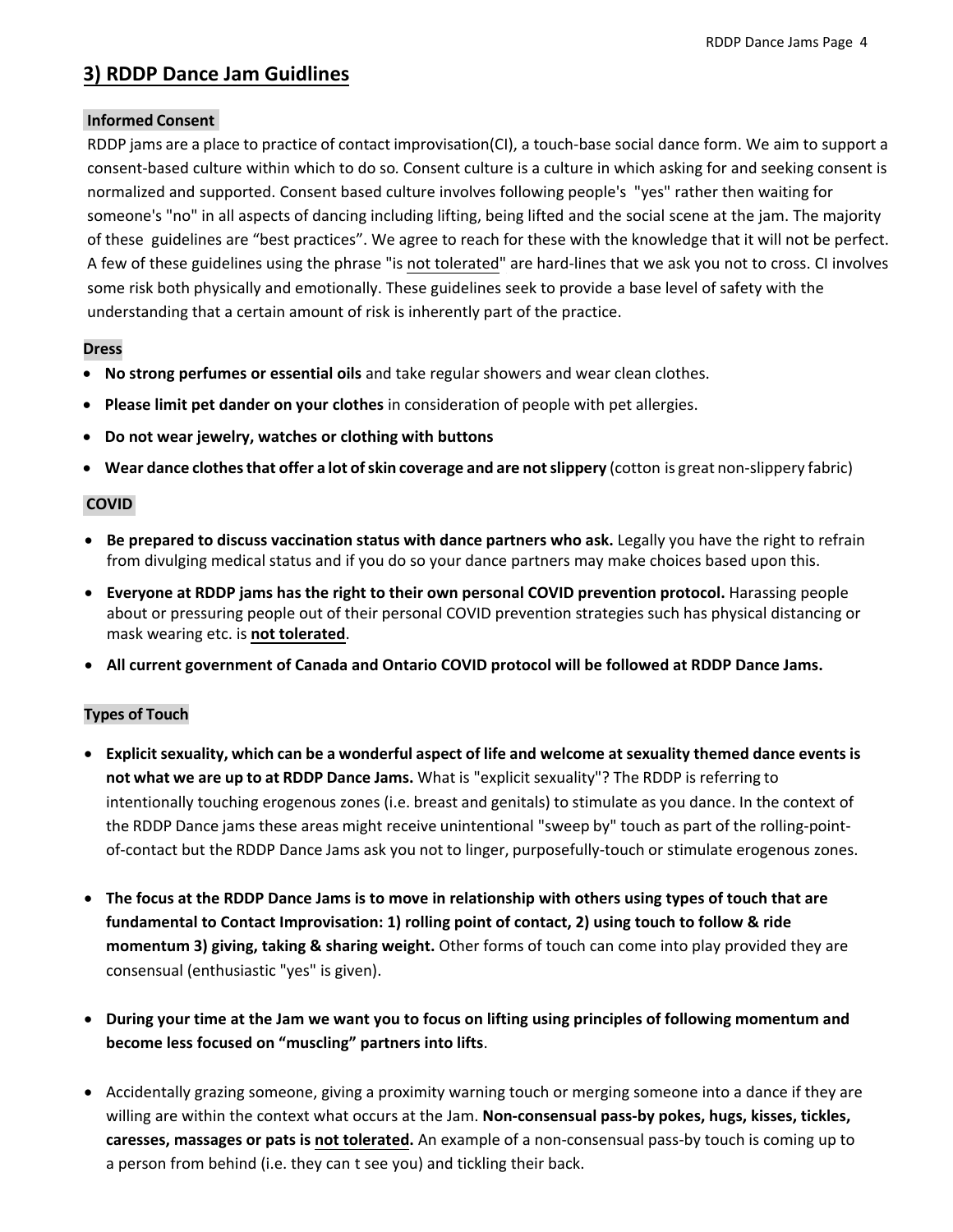## 3) RDDP Dance Jam Guidlines

### Informed Consent

RDDP jams are a place to practice of contact improvisation(CI), a touch-base social dance form. We aim to support a consent-based culture within which to do so. Consent culture is a culture in which asking for and seeking consent is normalized and supported. Consent based culture involves following people's "yes" rather then waiting for someone's "no" in all aspects of dancing including lifting, being lifted and the social scene at the jam. The majority of these guidelines are "best practices". We agree to reach for these with the knowledge that it will not be perfect. A few of these guidelines using the phrase "is <u>not tolerated</u>" are hard-lines that we ask you not to cross. CI involves some risk both physically and emotionally. These guidelines seek to provide a base level of safety with the understanding that a certain amount of risk is inherently part of the practice.

### Dress

- **No strong perfumes or essential oils** and take regular showers and wear clean clothes.
- **Please limit pet dander on your clothes** in consideration of people with pet allergies.
- **Do not wear jewelry, watches or clothing with buttons**
- **Wear dance clothes that offer a lot of skin coverage and are not slippery** (cotton is great non-slippery fabric)

### COVID

- **Be prepared to discuss vaccination status with dance partners who ask.** Legally you have the right to refrain from divulging medical status and if you do so your dance partners may make choices based upon this.
- **Everyone at RDDP jams has the right to their own personal COVID prevention protocol.** Harassing people about or pressuring people out of their personal COVID prevention strategies such has physical distancing or mask wearing etc. is **<u>not tolerated</u>**.
- **All current government of Canada and Ontario COVID protocol will be followed at RDDP Dance Jams.**

### Types of Touch

- **Explicit sexuality, which can be a wonderful aspect of life and welcome at sexuality themed dance events is not what we are up to at RDDP Dance Jams.** What is "explicit sexuality"? The RDDP is referring to intentionally touching erogenous zones (i.e. breast and genitals) to stimulate as you dance. In the context of the RDDP Dance jams these areas might receive unintentional "sweep by" touch as part of the rolling-point-of-contact but the RDDP Dance Jams ask you not to linger, purposefully-touch or stimulate erogenous zones.

- **The focus at the RDDP Dance Jams is to move in relationship with others using types of touch that are fundamental to Contact Improvisation: 1) rolling point of contact, 2) using touch to follow & ride momentum 3) giving, taking & sharing weight.** Other forms of touch can come into play provided they are consensual (enthusiastic "yes" is given).

- **During your time at the Jam we want you to focus on lifting using principles of following momentum and become less focused on "muscling" partners into lifts**.

- Accidentally grazing someone, giving a proximity warning touch or merging someone into a dance if they are willing are within the context what occurs at the Jam. **Non-consensual pass-by pokes, hugs, kisses, tickles, caresses, massages or pats is <u>not tolerated</u>.** An example of a non-consensual pass-by touch is coming up to a person from behind (i.e. they can t see you) and tickling their back.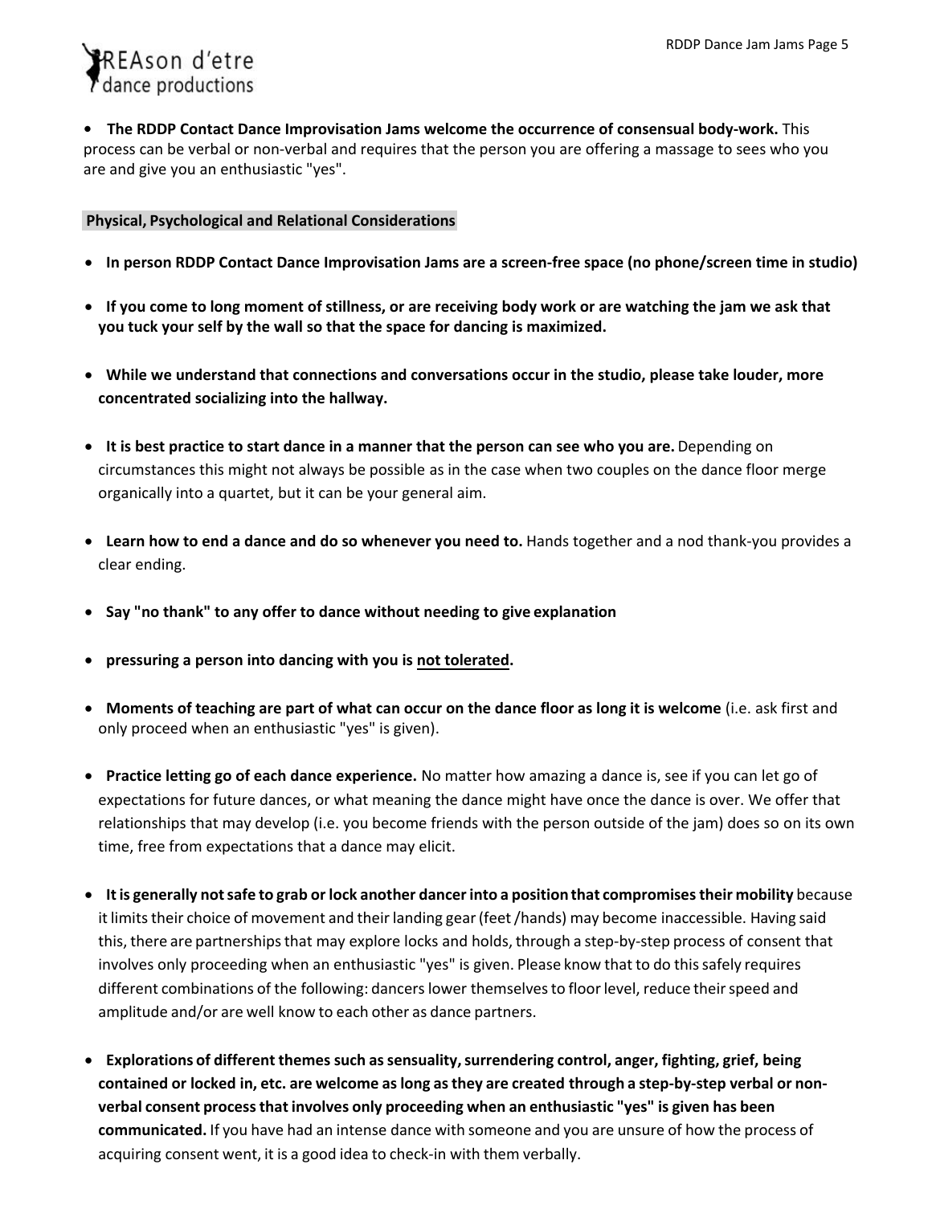- **The RDDP Contact Dance Improvisation Jams welcome the occurrence of consensual body-work.** This process can be verbal or non-verbal and requires that the person you are offering a massage to sees who you are and give you an enthusiastic "yes".

**Physical, Psychological and Relational Considerations**

- **In person RDDP Contact Dance Improvisation Jams are a screen-free space (no phone/screen time in studio)**

- **If you come to long moment of stillness, or are receiving body work or are watching the jam we ask that you tuck your self by the wall so that the space for dancing is maximized.**

- **While we understand that connections and conversations occur in the studio, please take louder, more concentrated socializing into the hallway.**

- **It is best practice to start dance in a manner that the person can see who you are.** Depending on circumstances this might not always be possible as in the case when two couples on the dance floor merge organically into a quartet, but it can be your general aim.

- **Learn how to end a dance and do so whenever you need to.** Hands together and a nod thank-you provides a clear ending.

- **Say "no thank" to any offer to dance without needing to give explanation**

- **pressuring a person into dancing with you is <u>not tolerated</u>.**

- **Moments of teaching are part of what can occur on the dance floor as long it is welcome** (i.e. ask first and only proceed when an enthusiastic "yes" is given).

- **Practice letting go of each dance experience.** No matter how amazing a dance is, see if you can let go of expectations for future dances, or what meaning the dance might have once the dance is over. We offer that relationships that may develop (i.e. you become friends with the person outside of the jam) does so on its own time, free from expectations that a dance may elicit.

- **It is generally not safe to grab or lock another dancer into a position that compromises their mobility** because it limits their choice of movement and their landing gear (feet /hands) may become inaccessible. Having said this, there are partnerships that may explore locks and holds, through a step-by-step process of consent that involves only proceeding when an enthusiastic "yes" is given. Please know that to do this safely requires different combinations of the following: dancers lower themselves to floor level, reduce their speed and amplitude and/or are well know to each other as dance partners.

- **Explorations of different themes such as sensuality, surrendering control, anger, fighting, grief, being contained or locked in, etc. are welcome as long as they are created through a step-by-step verbal or non-verbal consent process that involves only proceeding when an enthusiastic "yes" is given has been communicated.** If you have had an intense dance with someone and you are unsure of how the process of acquiring consent went, it is a good idea to check-in with them verbally.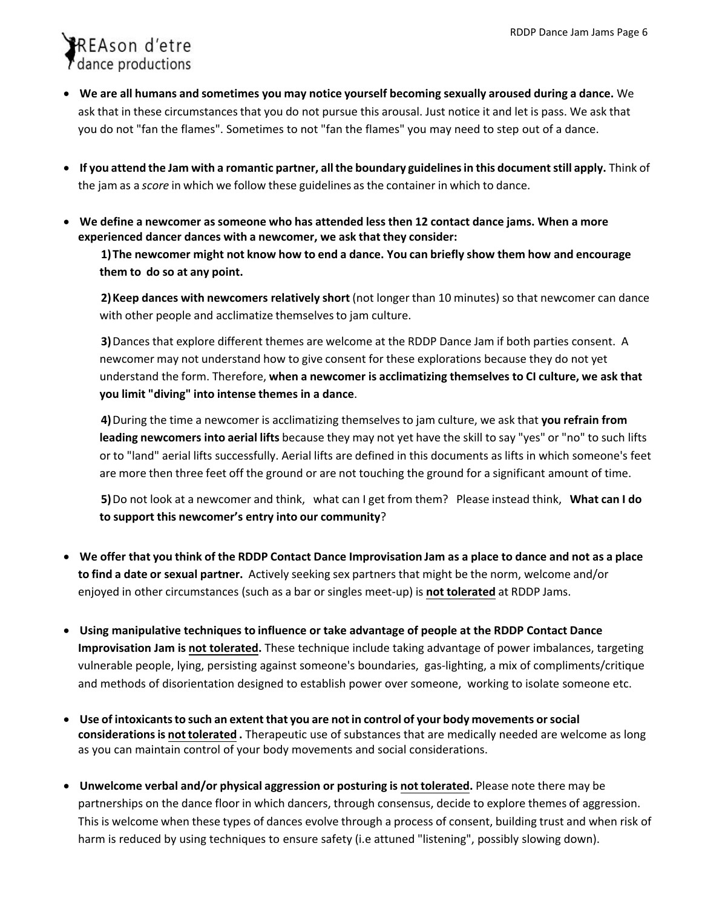- **We are all humans and sometimes you may notice yourself becoming sexually aroused during a dance.** We ask that in these circumstances that you do not pursue this arousal. Just notice it and let is pass. We ask that you do not "fan the flames". Sometimes to not "fan the flames" you may need to step out of a dance.

- **If you attend the Jam with a romantic partner, all the boundary guidelines in this document still apply.** Think of the jam as a *score* in which we follow these guidelines as the container in which to dance.

- **We define a newcomer as someone who has attended less then 12 contact dance jams. When a more experienced dancer dances with a newcomer, we ask that they consider:**

  **1) The newcomer might not know how to end a dance. You can briefly show them how and encourage them to do so at any point.**

  **2) Keep dances with newcomers relatively short** (not longer than 10 minutes) so that newcomer can dance with other people and acclimatize themselves to jam culture.

  **3)** Dances that explore different themes are welcome at the RDDP Dance Jam if both parties consent. A newcomer may not understand how to give consent for these explorations because they do not yet understand the form. Therefore, **when a newcomer is acclimatizing themselves to CI culture, we ask that you limit "diving" into intense themes in a dance**.

  **4)** During the time a newcomer is acclimatizing themselves to jam culture, we ask that **you refrain from leading newcomers into aerial lifts** because they may not yet have the skill to say "yes" or "no" to such lifts or to "land" aerial lifts successfully. Aerial lifts are defined in this documents as lifts in which someone's feet are more then three feet off the ground or are not touching the ground for a significant amount of time.

  **5)** Do not look at a newcomer and think, what can I get from them? Please instead think, **What can I do to support this newcomer's entry into our community**?

- **We offer that you think of the RDDP Contact Dance Improvisation Jam as a place to dance and not as a place to find a date or sexual partner.** Actively seeking sex partners that might be the norm, welcome and/or enjoyed in other circumstances (such as a bar or singles meet-up) is <u>**not tolerated**</u> at RDDP Jams.

- **Using manipulative techniques to influence or take advantage of people at the RDDP Contact Dance Improvisation Jam is <u>not tolerated</u>.** These technique include taking advantage of power imbalances, targeting vulnerable people, lying, persisting against someone's boundaries, gas-lighting, a mix of compliments/critique and methods of disorientation designed to establish power over someone, working to isolate someone etc.

- **Use of intoxicants to such an extent that you are not in control of your body movements or social considerations is <u>not tolerated</u> .** Therapeutic use of substances that are medically needed are welcome as long as you can maintain control of your body movements and social considerations.

- **Unwelcome verbal and/or physical aggression or posturing is <u>not tolerated</u>.** Please note there may be partnerships on the dance floor in which dancers, through consensus, decide to explore themes of aggression. This is welcome when these types of dances evolve through a process of consent, building trust and when risk of harm is reduced by using techniques to ensure safety (i.e attuned "listening", possibly slowing down).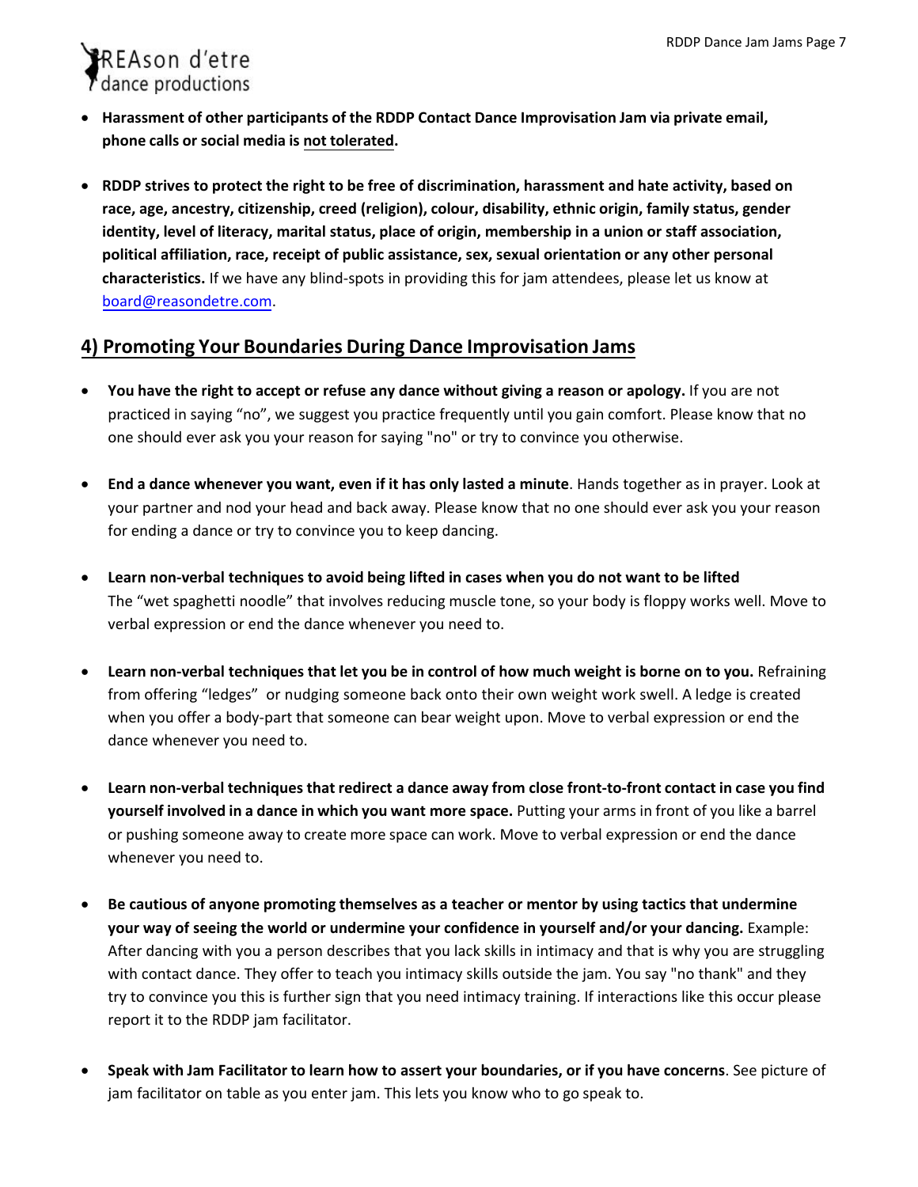- **Harassment of other participants of the RDDP Contact Dance Improvisation Jam via private email, phone calls or social media is not tolerated.**

- **RDDP strives to protect the right to be free of discrimination, harassment and hate activity, based on race, age, ancestry, citizenship, creed (religion), colour, disability, ethnic origin, family status, gender identity, level of literacy, marital status, place of origin, membership in a union or staff association, political affiliation, race, receipt of public assistance, sex, sexual orientation or any other personal characteristics.** If we have any blind-spots in providing this for jam attendees, please let us know at board@reasondetre.com.

## 4) Promoting Your Boundaries During Dance Improvisation Jams

- **You have the right to accept or refuse any dance without giving a reason or apology.** If you are not practiced in saying "no", we suggest you practice frequently until you gain comfort. Please know that no one should ever ask you your reason for saying "no" or try to convince you otherwise.

- **End a dance whenever you want, even if it has only lasted a minute**. Hands together as in prayer. Look at your partner and nod your head and back away. Please know that no one should ever ask you your reason for ending a dance or try to convince you to keep dancing.

- **Learn non-verbal techniques to avoid being lifted in cases when you do not want to be lifted** The "wet spaghetti noodle" that involves reducing muscle tone, so your body is floppy works well. Move to verbal expression or end the dance whenever you need to.

- **Learn non-verbal techniques that let you be in control of how much weight is borne on to you.** Refraining from offering "ledges" or nudging someone back onto their own weight work swell. A ledge is created when you offer a body-part that someone can bear weight upon. Move to verbal expression or end the dance whenever you need to.

- **Learn non-verbal techniques that redirect a dance away from close front-to-front contact in case you find yourself involved in a dance in which you want more space.** Putting your arms in front of you like a barrel or pushing someone away to create more space can work. Move to verbal expression or end the dance whenever you need to.

- **Be cautious of anyone promoting themselves as a teacher or mentor by using tactics that undermine your way of seeing the world or undermine your confidence in yourself and/or your dancing.** Example: After dancing with you a person describes that you lack skills in intimacy and that is why you are struggling with contact dance. They offer to teach you intimacy skills outside the jam. You say "no thank" and they try to convince you this is further sign that you need intimacy training. If interactions like this occur please report it to the RDDP jam facilitator.

- **Speak with Jam Facilitator to learn how to assert your boundaries, or if you have concerns**. See picture of jam facilitator on table as you enter jam. This lets you know who to go speak to.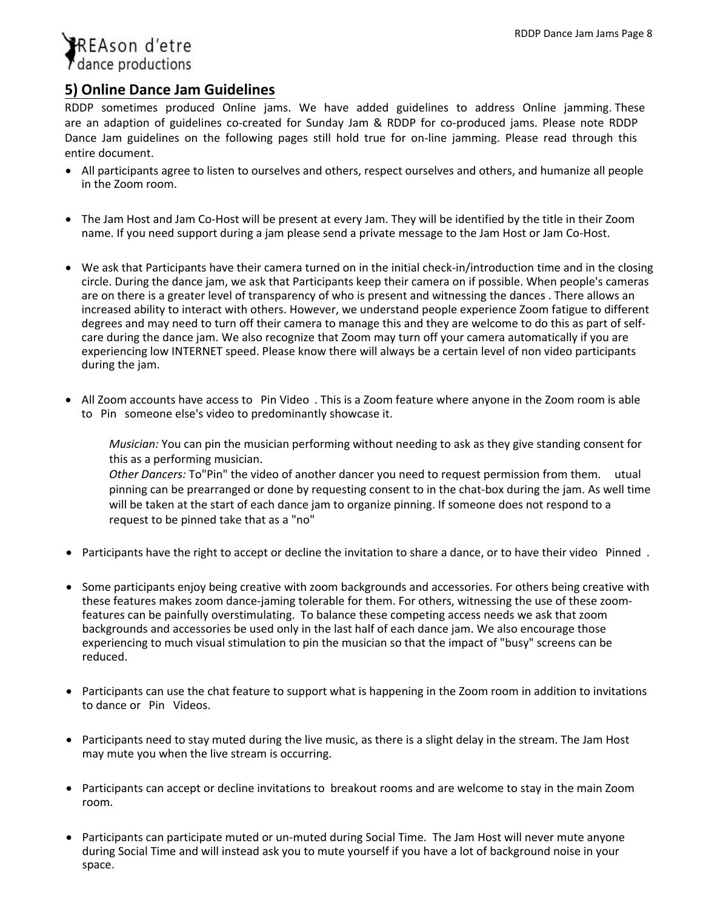## 5) Online Dance Jam Guidelines

RDDP sometimes produced Online jams. We have added guidelines to address Online jamming. These are an adaption of guidelines co-created for Sunday Jam & RDDP for co-produced jams. Please note RDDP Dance Jam guidelines on the following pages still hold true for on-line jamming. Please read through this entire document.

- All participants agree to listen to ourselves and others, respect ourselves and others, and humanize all people in the Zoom room.

- The Jam Host and Jam Co-Host will be present at every Jam. They will be identified by the title in their Zoom name. If you need support during a jam please send a private message to the Jam Host or Jam Co-Host.

- We ask that Participants have their camera turned on in the initial check-in/introduction time and in the closing circle. During the dance jam, we ask that Participants keep their camera on if possible. When people's cameras are on there is a greater level of transparency of who is present and witnessing the dances . There allows an increased ability to interact with others. However, we understand people experience Zoom fatigue to different degrees and may need to turn off their camera to manage this and they are welcome to do this as part of self-care during the dance jam. We also recognize that Zoom may turn off your camera automatically if you are experiencing low INTERNET speed. Please know there will always be a certain level of non video participants during the jam.

- All Zoom accounts have access to Pin Video . This is a Zoom feature where anyone in the Zoom room is able to Pin someone else's video to predominantly showcase it.

  *Musician:* You can pin the musician performing without needing to ask as they give standing consent for this as a performing musician.
  *Other Dancers:* To"Pin" the video of another dancer you need to request permission from them. utual pinning can be prearranged or done by requesting consent to in the chat-box during the jam. As well time will be taken at the start of each dance jam to organize pinning. If someone does not respond to a request to be pinned take that as a "no"

- Participants have the right to accept or decline the invitation to share a dance, or to have their video Pinned .

- Some participants enjoy being creative with zoom backgrounds and accessories. For others being creative with these features makes zoom dance-jaming tolerable for them. For others, witnessing the use of these zoom-features can be painfully overstimulating. To balance these competing access needs we ask that zoom backgrounds and accessories be used only in the last half of each dance jam. We also encourage those experiencing to much visual stimulation to pin the musician so that the impact of "busy" screens can be reduced.

- Participants can use the chat feature to support what is happening in the Zoom room in addition to invitations to dance or Pin Videos.

- Participants need to stay muted during the live music, as there is a slight delay in the stream. The Jam Host may mute you when the live stream is occurring.

- Participants can accept or decline invitations to breakout rooms and are welcome to stay in the main Zoom room.

- Participants can participate muted or un-muted during Social Time. The Jam Host will never mute anyone during Social Time and will instead ask you to mute yourself if you have a lot of background noise in your space.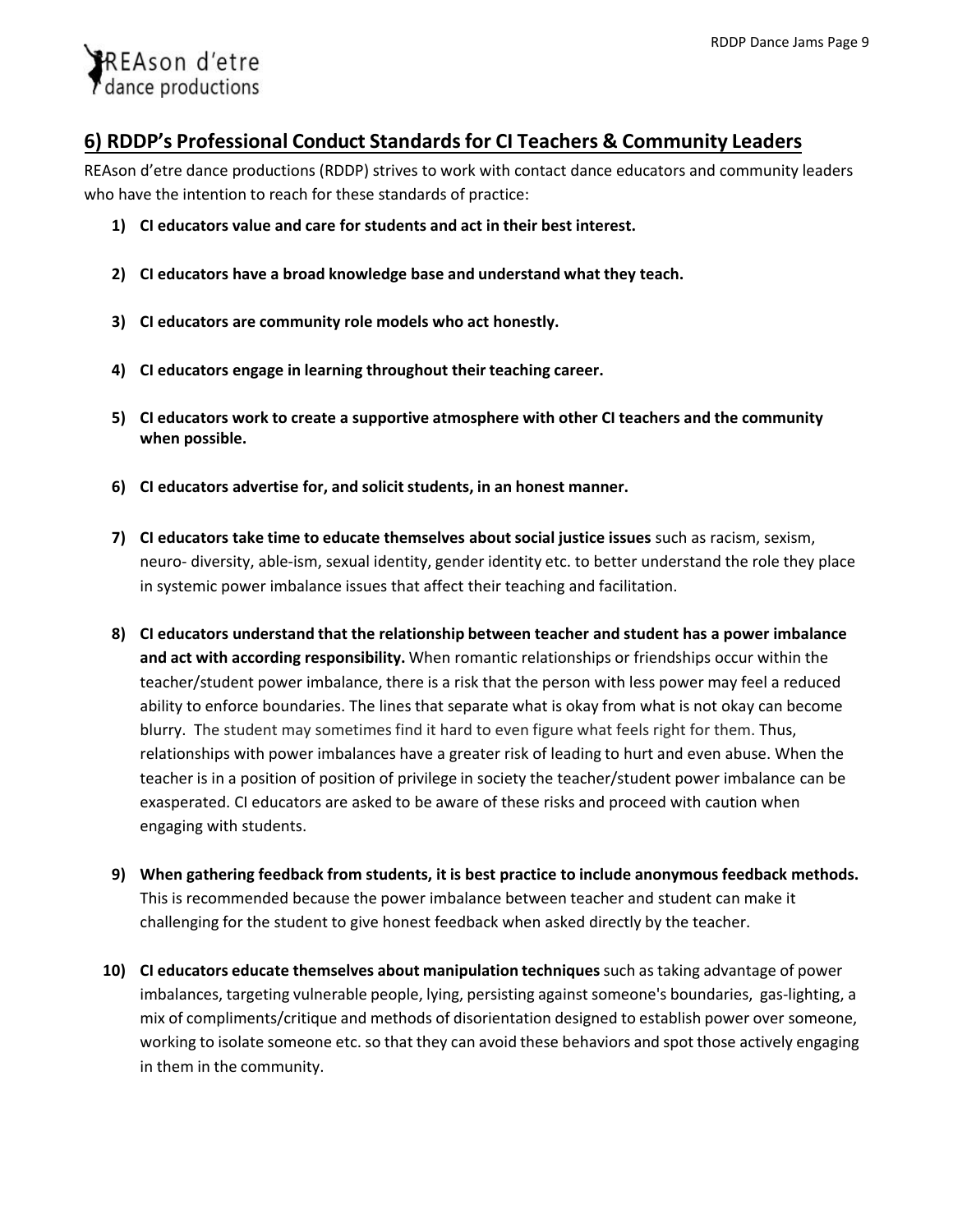## 6) RDDP's Professional Conduct Standards for CI Teachers & Community Leaders

REAson d'etre dance productions (RDDP) strives to work with contact dance educators and community leaders who have the intention to reach for these standards of practice:

1) **CI educators value and care for students and act in their best interest.**

2) **CI educators have a broad knowledge base and understand what they teach.**

3) **CI educators are community role models who act honestly.**

4) **CI educators engage in learning throughout their teaching career.**

5) **CI educators work to create a supportive atmosphere with other CI teachers and the community when possible.**

6) **CI educators advertise for, and solicit students, in an honest manner.**

7) **CI educators take time to educate themselves about social justice issues** such as racism, sexism, neuro- diversity, able-ism, sexual identity, gender identity etc. to better understand the role they place in systemic power imbalance issues that affect their teaching and facilitation.

8) **CI educators understand that the relationship between teacher and student has a power imbalance and act with according responsibility.** When romantic relationships or friendships occur within the teacher/student power imbalance, there is a risk that the person with less power may feel a reduced ability to enforce boundaries. The lines that separate what is okay from what is not okay can become blurry. The student may sometimes find it hard to even figure what feels right for them. Thus, relationships with power imbalances have a greater risk of leading to hurt and even abuse. When the teacher is in a position of position of privilege in society the teacher/student power imbalance can be exasperated. CI educators are asked to be aware of these risks and proceed with caution when engaging with students.

9) **When gathering feedback from students, it is best practice to include anonymous feedback methods.** This is recommended because the power imbalance between teacher and student can make it challenging for the student to give honest feedback when asked directly by the teacher.

10) **CI educators educate themselves about manipulation techniques** such as taking advantage of power imbalances, targeting vulnerable people, lying, persisting against someone's boundaries, gas-lighting, a mix of compliments/critique and methods of disorientation designed to establish power over someone, working to isolate someone etc. so that they can avoid these behaviors and spot those actively engaging in them in the community.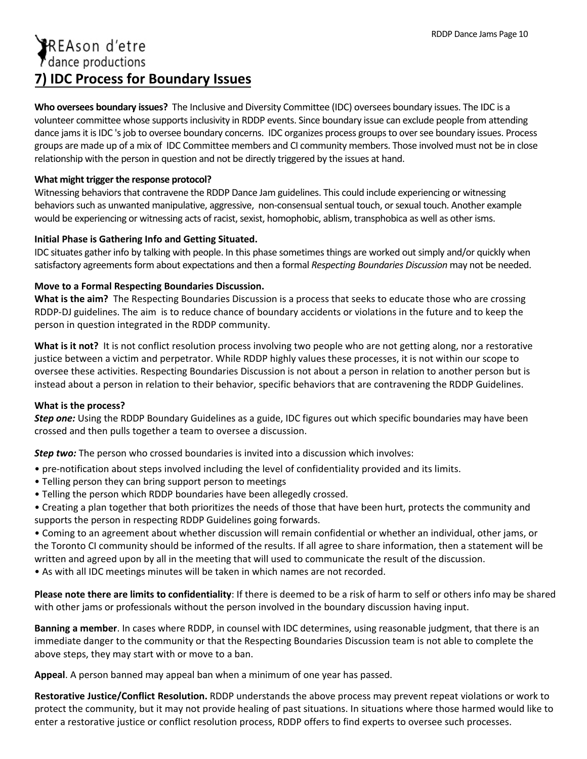REAson d'etre
dance productions

## 7) IDC Process for Boundary Issues

**Who oversees boundary issues?** The Inclusive and Diversity Committee (IDC) oversees boundary issues. The IDC is a volunteer committee whose supports inclusivity in RDDP events. Since boundary issue can exclude people from attending dance jams it is IDC 's job to oversee boundary concerns. IDC organizes process groups to over see boundary issues. Process groups are made up of a mix of IDC Committee members and CI community members. Those involved must not be in close relationship with the person in question and not be directly triggered by the issues at hand.

**What might trigger the response protocol?**
Witnessing behaviors that contravene the RDDP Dance Jam guidelines. This could include experiencing or witnessing behaviors such as unwanted manipulative, aggressive, non-consensual sentual touch, or sexual touch. Another example would be experiencing or witnessing acts of racist, sexist, homophobic, ablism, transphobica as well as other isms.

**Initial Phase is Gathering Info and Getting Situated.**
IDC situates gather info by talking with people. In this phase sometimes things are worked out simply and/or quickly when satisfactory agreements form about expectations and then a formal *Respecting Boundaries Discussion* may not be needed.

**Move to a Formal Respecting Boundaries Discussion.**
**What is the aim?** The Respecting Boundaries Discussion is a process that seeks to educate those who are crossing RDDP-DJ guidelines. The aim is to reduce chance of boundary accidents or violations in the future and to keep the person in question integrated in the RDDP community.

**What is it not?** It is not conflict resolution process involving two people who are not getting along, nor a restorative justice between a victim and perpetrator. While RDDP highly values these processes, it is not within our scope to oversee these activities. Respecting Boundaries Discussion is not about a person in relation to another person but is instead about a person in relation to their behavior, specific behaviors that are contravening the RDDP Guidelines.

**What is the process?**
***Step one:*** Using the RDDP Boundary Guidelines as a guide, IDC figures out which specific boundaries may have been crossed and then pulls together a team to oversee a discussion.

***Step two:*** The person who crossed boundaries is invited into a discussion which involves:

- pre-notification about steps involved including the level of confidentiality provided and its limits.
- Telling person they can bring support person to meetings
- Telling the person which RDDP boundaries have been allegedly crossed.
- Creating a plan together that both prioritizes the needs of those that have been hurt, protects the community and supports the person in respecting RDDP Guidelines going forwards.
- Coming to an agreement about whether discussion will remain confidential or whether an individual, other jams, or the Toronto CI community should be informed of the results. If all agree to share information, then a statement will be written and agreed upon by all in the meeting that will used to communicate the result of the discussion.
- As with all IDC meetings minutes will be taken in which names are not recorded.

**Please note there are limits to confidentiality**: If there is deemed to be a risk of harm to self or others info may be shared with other jams or professionals without the person involved in the boundary discussion having input.

**Banning a member**. In cases where RDDP, in counsel with IDC determines, using reasonable judgment, that there is an immediate danger to the community or that the Respecting Boundaries Discussion team is not able to complete the above steps, they may start with or move to a ban.

**Appeal**. A person banned may appeal ban when a minimum of one year has passed.

**Restorative Justice/Conflict Resolution.** RDDP understands the above process may prevent repeat violations or work to protect the community, but it may not provide healing of past situations. In situations where those harmed would like to enter a restorative justice or conflict resolution process, RDDP offers to find experts to oversee such processes.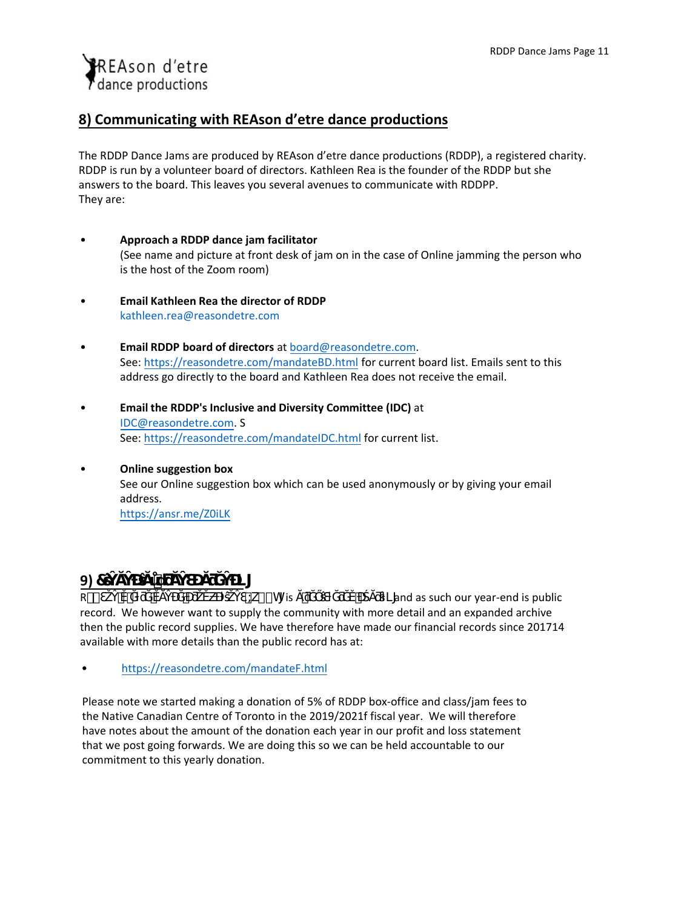## 8) Communicating with REAson d'etre dance productions

The RDDP Dance Jams are produced by REAson d'etre dance productions (RDDP), a registered charity. RDDP is run by a volunteer board of directors. Kathleen Rea is the founder of the RDDP but she answers to the board. This leaves you several avenues to communicate with RDDPP.
They are:

- **Approach a RDDP dance jam facilitator**
  (See name and picture at front desk of jam on in the case of Online jamming the person who is the host of the Zoom room)

- **Email Kathleen Rea the director of RDDP**
  kathleen.rea@reasondetre.com

- **Email RDDP board of directors** at board@reasondetre.com.
  See: https://reasondetre.com/mandateBD.html for current board list. Emails sent to this address go directly to the board and Kathleen Rea does not receive the email.

- **Email the RDDP's Inclusive and Diversity Committee (IDC)** at IDC@reasondetre.com. S
  See: https://reasondetre.com/mandateIDC.html for current list.

- **Online suggestion box**
  See our Online suggestion box which can be used anonymously or by giving your email address.
  https://ansr.me/Z0iLK

## 9) &ŝŶĂŶĐŝĂů ƌĞĐŽƌĚƐ

R ĞĂƐŽŶ Ě͛ĞƚƌĞ ĚĂŶĐĞ ƉƌŽĚƵĐƚŝŽŶƐ ;Z W is ĂĐŚĂƌŝƚĂďůĞ ŽƌŐĂŶŝnjĂƚŝŽŶ and as such our year-end is public record. We however want to supply the community with more detail and an expanded archive then the public record supplies. We have therefore have made our financial records since 201714 available with more details than the public record has at:

- https://reasondetre.com/mandateF.html

Please note we started making a donation of 5% of RDDP box-office and class/jam fees to the Native Canadian Centre of Toronto in the 2019/2021f fiscal year. We will therefore have notes about the amount of the donation each year in our profit and loss statement that we post going forwards. We are doing this so we can be held accountable to our commitment to this yearly donation.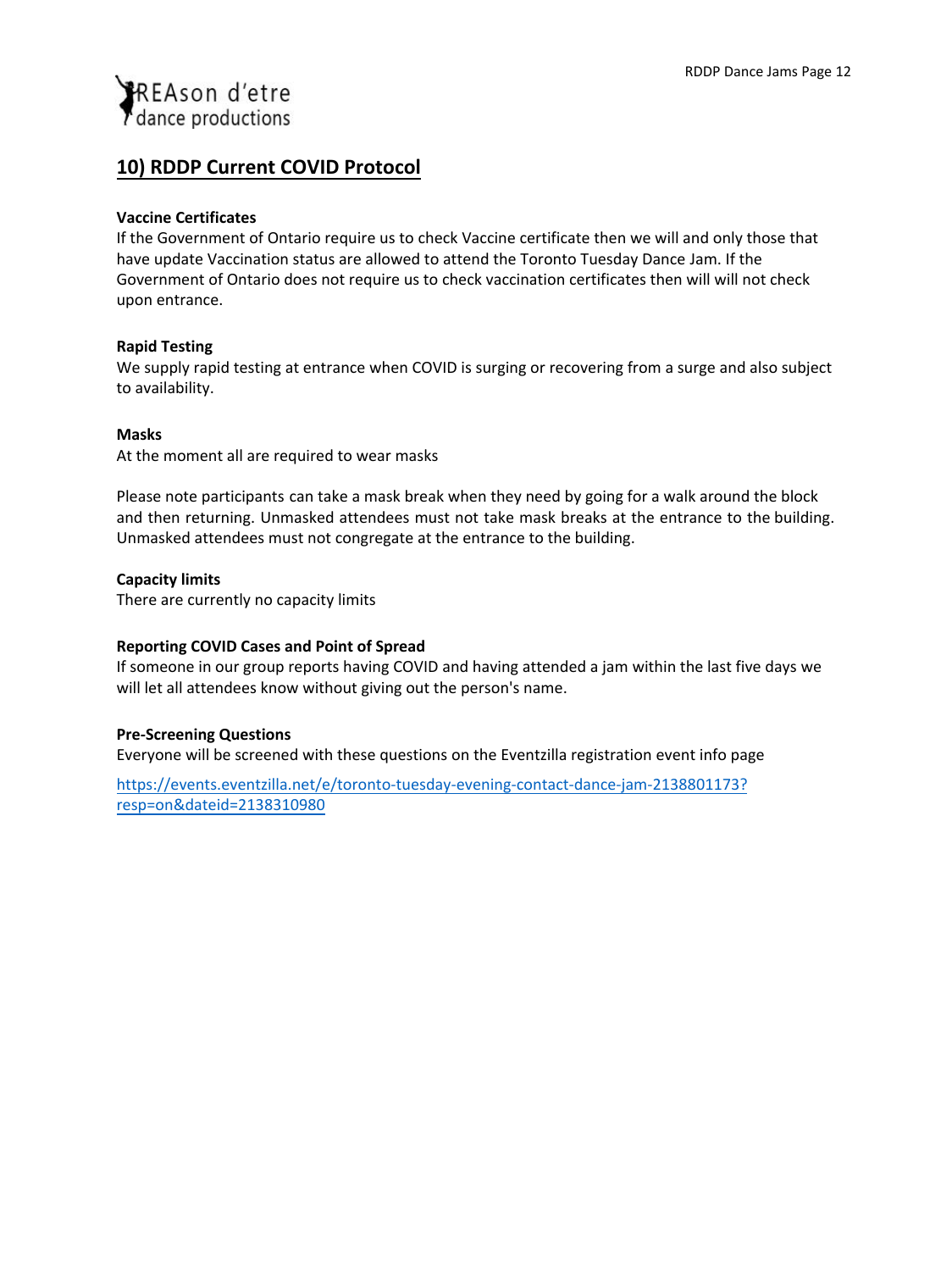## 10) RDDP Current COVID Protocol

**Vaccine Certificates**

If the Government of Ontario require us to check Vaccine certificate then we will and only those that have update Vaccination status are allowed to attend the Toronto Tuesday Dance Jam. If the Government of Ontario does not require us to check vaccination certificates then will will not check upon entrance.

**Rapid Testing**

We supply rapid testing at entrance when COVID is surging or recovering from a surge and also subject to availability.

**Masks**

At the moment all are required to wear masks

Please note participants can take a mask break when they need by going for a walk around the block and then returning. Unmasked attendees must not take mask breaks at the entrance to the building. Unmasked attendees must not congregate at the entrance to the building.

**Capacity limits**

There are currently no capacity limits

**Reporting COVID Cases and Point of Spread**

If someone in our group reports having COVID and having attended a jam within the last five days we will let all attendees know without giving out the person's name.

**Pre-Screening Questions**

Everyone will be screened with these questions on the Eventzilla registration event info page

https://events.eventzilla.net/e/toronto-tuesday-evening-contact-dance-jam-2138801173?resp=on&dateid=2138310980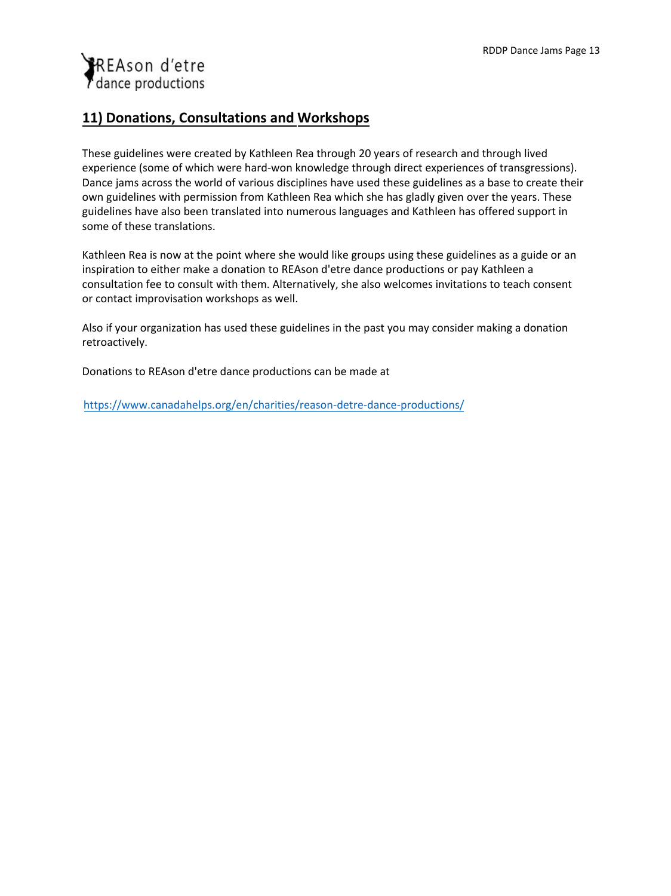## 11) Donations, Consultations and Workshops

These guidelines were created by Kathleen Rea through 20 years of research and through lived experience (some of which were hard-won knowledge through direct experiences of transgressions). Dance jams across the world of various disciplines have used these guidelines as a base to create their own guidelines with permission from Kathleen Rea which she has gladly given over the years. These guidelines have also been translated into numerous languages and Kathleen has offered support in some of these translations.

Kathleen Rea is now at the point where she would like groups using these guidelines as a guide or an inspiration to either make a donation to REAson d'etre dance productions or pay Kathleen a consultation fee to consult with them. Alternatively, she also welcomes invitations to teach consent or contact improvisation workshops as well.

Also if your organization has used these guidelines in the past you may consider making a donation retroactively.

Donations to REAson d'etre dance productions can be made at

https://www.canadahelps.org/en/charities/reason-detre-dance-productions/